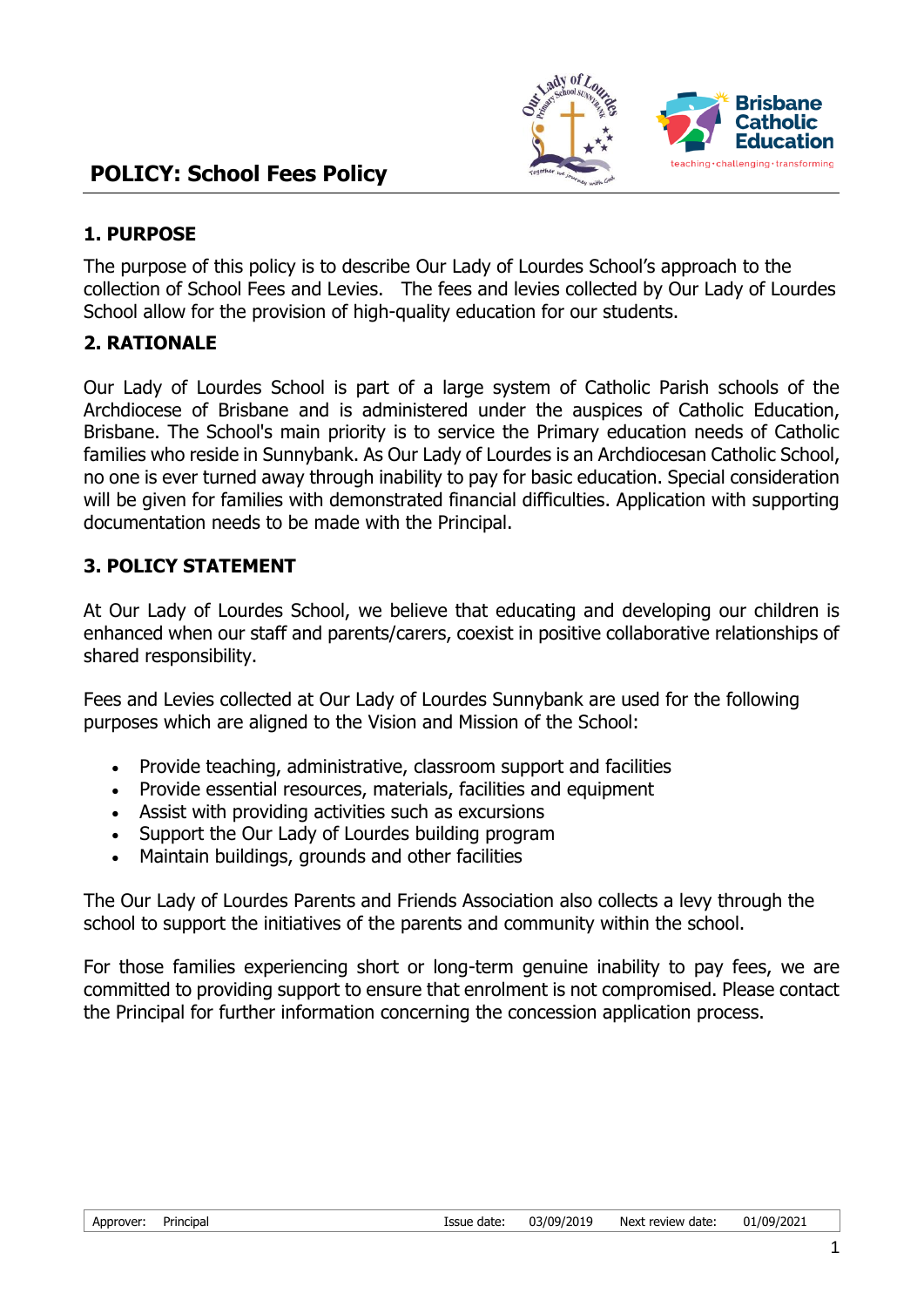# POLICY: School Fees Policy

## 1. PURPOSE

The purpose of this policy is to describe Our Lady of Lourdes School's approach to the collection of School Fees and Levies. The fees and levies collected by Our Lady of Lourdes School allow for the provision of high-quality education for our students.

## 2. RATIONALE

Our Lady of Lourdes School is part of a large system of Catholic Parish schools of the Archdiocese of Brisbane and is administered under the auspices of Catholic Education, Brisbane. The School's main priority is to service the Primary education needs of Catholic families who reside in Sunnybank. As Our Lady of Lourdes is an Archdiocesan Catholic School, no one is ever turned away through inability to pay for basic education. Special consideration will be given for families with demonstrated financial difficulties. Application with supporting documentation needs to be made with the Principal.

## 3. POLICY STATEMENT

At Our Lady of Lourdes School, we believe that educating and developing our children is enhanced when our staff and parents/carers, coexist in positive collaborative relationships of shared responsibility.

Fees and Levies collected at Our Lady of Lourdes Sunnybank are used for the following purposes which are aligned to the Vision and Mission of the School:

- Provide teaching, administrative, classroom support and facilities
- Provide essential resources, materials, facilities and equipment
- Assist with providing activities such as excursions
- Support the Our Lady of Lourdes building program
- Maintain buildings, grounds and other facilities

The Our Lady of Lourdes Parents and Friends Association also collects a levy through the school to support the initiatives of the parents and community within the school.

For those families experiencing short or long-term genuine inability to pay fees, we are committed to providing support to ensure that enrolment is not compromised. Please contact the Principal for further information concerning the concession application process.

| Approver: | Principal | Issue date: | 03/09/2019 | Next review date: | 01/09/2021 |
|---|---|---|---|---|---|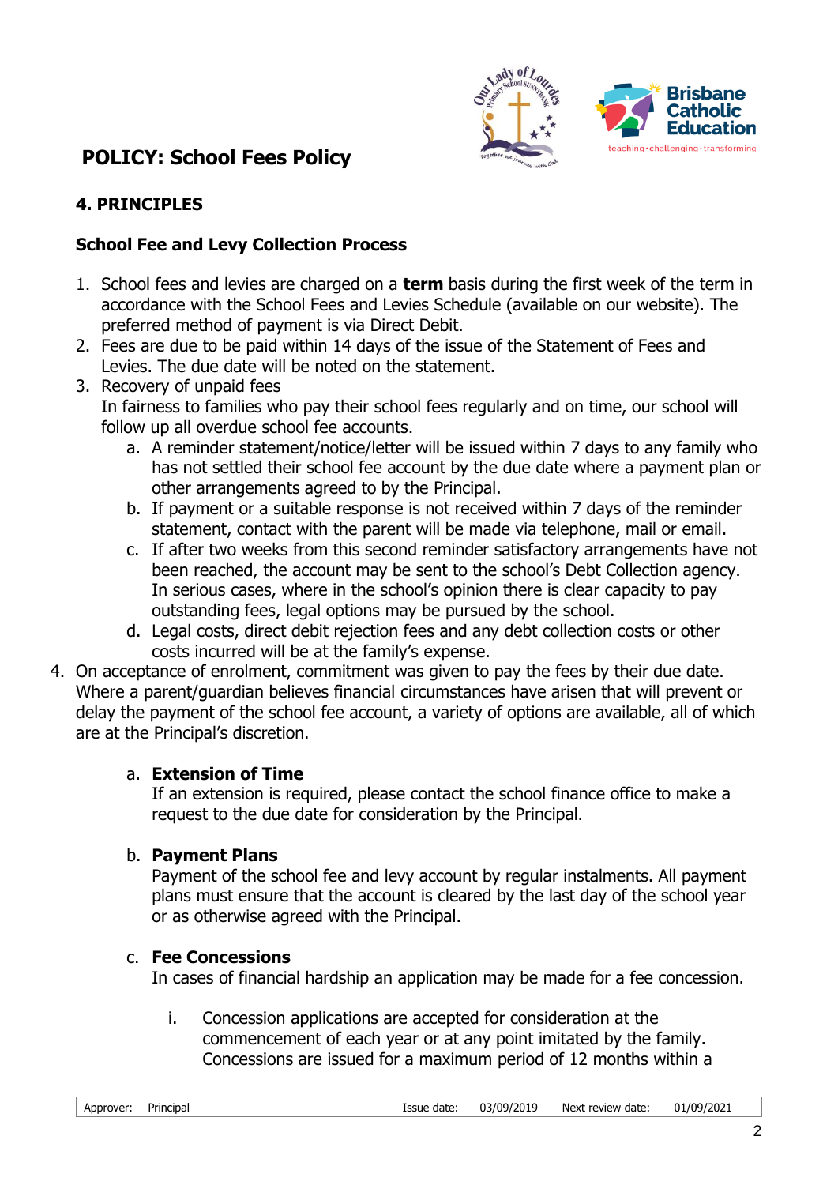## 4. PRINCIPLES

### School Fee and Levy Collection Process

1. School fees and levies are charged on a **term** basis during the first week of the term in accordance with the School Fees and Levies Schedule (available on our website). The preferred method of payment is via Direct Debit.
2. Fees are due to be paid within 14 days of the issue of the Statement of Fees and Levies. The due date will be noted on the statement.
3. Recovery of unpaid fees
   In fairness to families who pay their school fees regularly and on time, our school will follow up all overdue school fee accounts.
   a. A reminder statement/notice/letter will be issued within 7 days to any family who has not settled their school fee account by the due date where a payment plan or other arrangements agreed to by the Principal.
   b. If payment or a suitable response is not received within 7 days of the reminder statement, contact with the parent will be made via telephone, mail or email.
   c. If after two weeks from this second reminder satisfactory arrangements have not been reached, the account may be sent to the school's Debt Collection agency. In serious cases, where in the school's opinion there is clear capacity to pay outstanding fees, legal options may be pursued by the school.
   d. Legal costs, direct debit rejection fees and any debt collection costs or other costs incurred will be at the family's expense.
4. On acceptance of enrolment, commitment was given to pay the fees by their due date. Where a parent/guardian believes financial circumstances have arisen that will prevent or delay the payment of the school fee account, a variety of options are available, all of which are at the Principal's discretion.

   a. **Extension of Time**
   If an extension is required, please contact the school finance office to make a request to the due date for consideration by the Principal.

   b. **Payment Plans**
   Payment of the school fee and levy account by regular instalments. All payment plans must ensure that the account is cleared by the last day of the school year or as otherwise agreed with the Principal.

   c. **Fee Concessions**
   In cases of financial hardship an application may be made for a fee concession.

      i. Concession applications are accepted for consideration at the commencement of each year or at any point imitated by the family. Concessions are issued for a maximum period of 12 months within a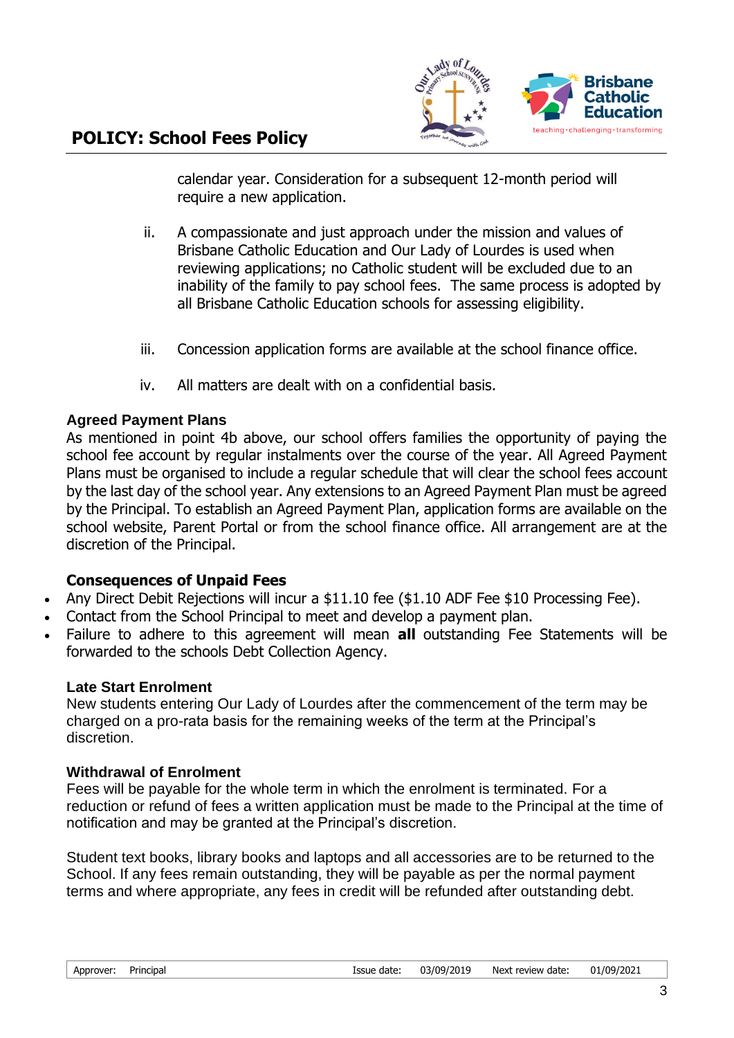calendar year. Consideration for a subsequent 12-month period will require a new application.

ii. A compassionate and just approach under the mission and values of Brisbane Catholic Education and Our Lady of Lourdes is used when reviewing applications; no Catholic student will be excluded due to an inability of the family to pay school fees. The same process is adopted by all Brisbane Catholic Education schools for assessing eligibility.

iii. Concession application forms are available at the school finance office.

iv. All matters are dealt with on a confidential basis.

### Agreed Payment Plans

As mentioned in point 4b above, our school offers families the opportunity of paying the school fee account by regular instalments over the course of the year. All Agreed Payment Plans must be organised to include a regular schedule that will clear the school fees account by the last day of the school year. Any extensions to an Agreed Payment Plan must be agreed by the Principal. To establish an Agreed Payment Plan, application forms are available on the school website, Parent Portal or from the school finance office. All arrangement are at the discretion of the Principal.

### Consequences of Unpaid Fees

- Any Direct Debit Rejections will incur a $11.10 fee ($1.10 ADF Fee $10 Processing Fee).
- Contact from the School Principal to meet and develop a payment plan.
- Failure to adhere to this agreement will mean **all** outstanding Fee Statements will be forwarded to the schools Debt Collection Agency.

### Late Start Enrolment

New students entering Our Lady of Lourdes after the commencement of the term may be charged on a pro-rata basis for the remaining weeks of the term at the Principal's discretion.

### Withdrawal of Enrolment

Fees will be payable for the whole term in which the enrolment is terminated. For a reduction or refund of fees a written application must be made to the Principal at the time of notification and may be granted at the Principal's discretion.

Student text books, library books and laptops and all accessories are to be returned to the School. If any fees remain outstanding, they will be payable as per the normal payment terms and where appropriate, any fees in credit will be refunded after outstanding debt.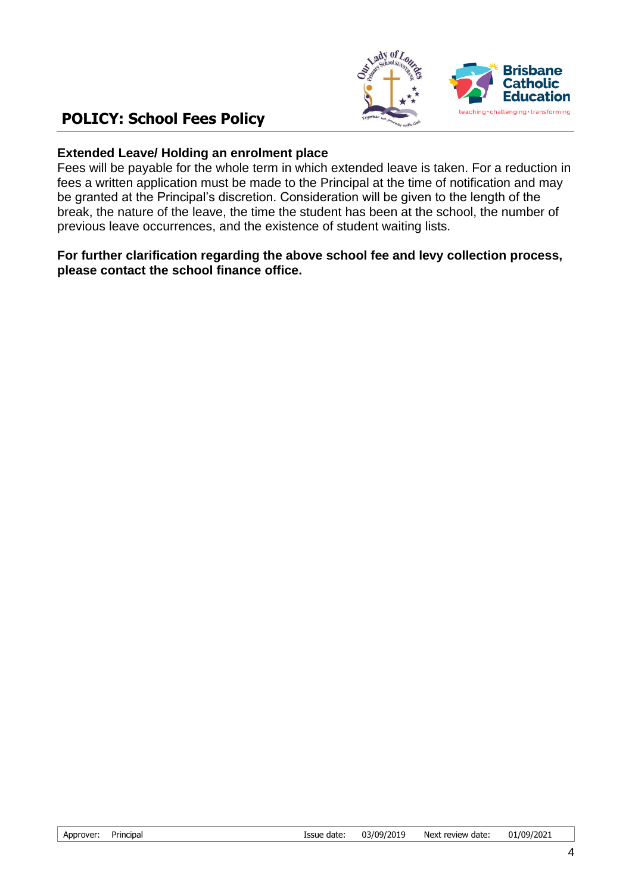**Extended Leave/ Holding an enrolment place**

Fees will be payable for the whole term in which extended leave is taken. For a reduction in fees a written application must be made to the Principal at the time of notification and may be granted at the Principal's discretion. Consideration will be given to the length of the break, the nature of the leave, the time the student has been at the school, the number of previous leave occurrences, and the existence of student waiting lists.

**For further clarification regarding the above school fee and levy collection process, please contact the school finance office.**